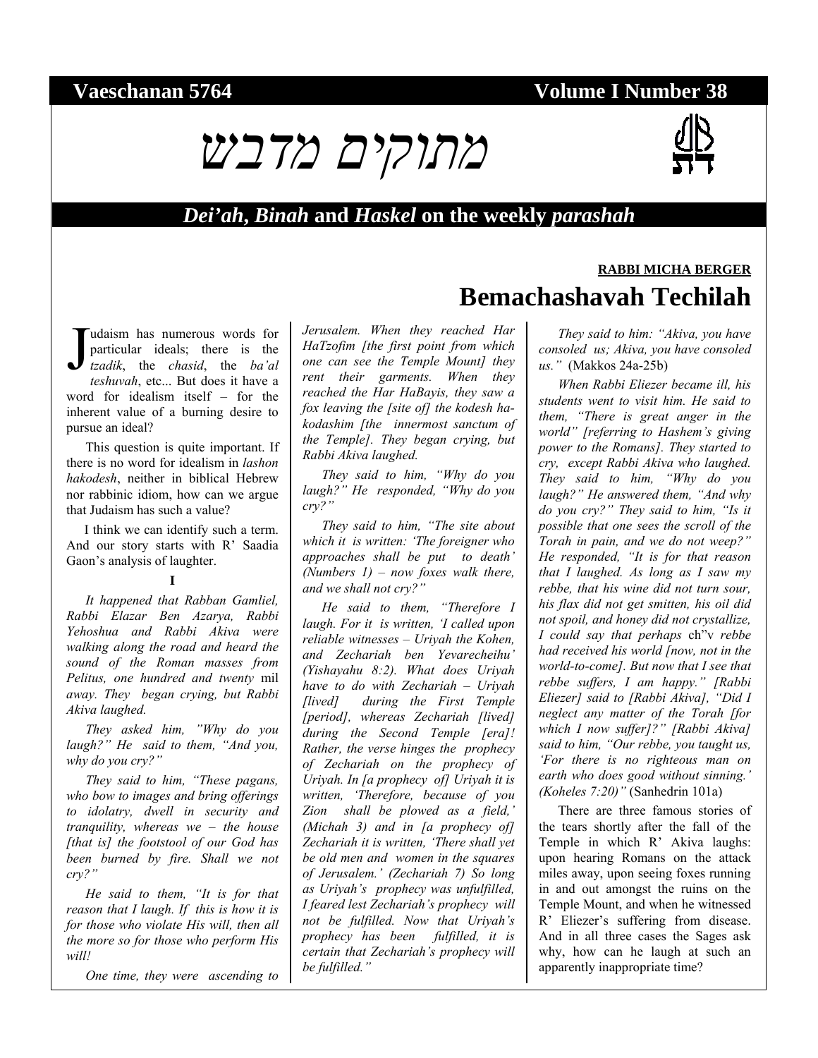**Vaeschanan 5764** **Volume I Number 38**

# מתוקים מדבש

## *Dei'ah*, **Binah** and *Haskel* on the weekly *parashah*

**RABBI MICHA BERGER**

# Bemachashavah Techilah

Judaism has numerous words for particular ideals; there is the *tzadik*, the *chasid*, the *ba'al teshuvah*, etc... But does it have a word for idealism itself – for the inherent value of a burning desire to pursue an ideal?

This question is quite important. If there is no word for idealism in *lashon hakodesh*, neither in biblical Hebrew nor rabbinic idiom, how can we argue that Judaism has such a value?

I think we can identify such a term. And our story starts with R' Saadia Gaon's analysis of laughter.

**I**

*It happened that Rabban Gamliel, Rabbi Elazar Ben Azarya, Rabbi Yehoshua and Rabbi Akiva were walking along the road and heard the sound of the Roman masses from Pelitus, one hundred and twenty* mil *away. They began crying, but Rabbi Akiva laughed.*

*They asked him, "Why do you laugh?" He said to them, "And you, why do you cry?"*

*They said to him, "These pagans, who bow to images and bring offerings to idolatry, dwell in security and tranquility, whereas we – the house [that is] the footstool of our God has been burned by fire. Shall we not cry?"*

*He said to them, "It is for that reason that I laugh. If this is how it is for those who violate His will, then all the more so for those who perform His will!*

*One time, they were ascending to Jerusalem. When they reached Har HaTzofim [the first point from which one can see the Temple Mount] they rent their garments. When they reached the Har HaBayis, they saw a fox leaving the [site of] the kodesh ha-kodashim [the innermost sanctum of the Temple]. They began crying, but Rabbi Akiva laughed.*

*They said to him, "Why do you laugh?" He responded, "Why do you cry?"*

*They said to him, "The site about which it is written: 'The foreigner who approaches shall be put to death' (Numbers 1) – now foxes walk there, and we shall not cry?"*

*He said to them, "Therefore I laugh. For it is written, 'I called upon reliable witnesses – Uriyah the Kohen, and Zechariah ben Yevarecheihu' (Yishayahu 8:2). What does Uriyah have to do with Zechariah – Uriyah [lived] during the First Temple [period], whereas Zechariah [lived] during the Second Temple [era]! Rather, the verse hinges the prophecy of Zechariah on the prophecy of Uriyah. In [a prophecy of] Uriyah it is written, 'Therefore, because of you Zion shall be plowed as a field,' (Michah 3) and in [a prophecy of] Zechariah it is written, 'There shall yet be old men and women in the squares of Jerusalem.' (Zechariah 7) So long as Uriyah's prophecy was unfulfilled, I feared lest Zechariah's prophecy will not be fulfilled. Now that Uriyah's prophecy has been fulfilled, it is certain that Zechariah's prophecy will be fulfilled."*

*They said to him: "Akiva, you have consoled us; Akiva, you have consoled us."* (Makkos 24a-25b)

*When Rabbi Eliezer became ill, his students went to visit him. He said to them, "There is great anger in the world" [referring to Hashem's giving power to the Romans]. They started to cry, except Rabbi Akiva who laughed. They said to him, "Why do you laugh?" He answered them, "And why do you cry?" They said to him, "Is it possible that one sees the scroll of the Torah in pain, and we do not weep?" He responded, "It is for that reason that I laughed. As long as I saw my rebbe, that his wine did not turn sour, his flax did not get smitten, his oil did not spoil, and honey did not crystallize, I could say that perhaps* ch"v *rebbe had received his world [now, not in the world-to-come]. But now that I see that rebbe suffers, I am happy." [Rabbi Eliezer] said to [Rabbi Akiva], "Did I neglect any matter of the Torah [for which I now suffer]?" [Rabbi Akiva] said to him, "Our rebbe, you taught us, 'For there is no righteous man on earth who does good without sinning.' (Koheles 7:20)"* (Sanhedrin 101a)

There are three famous stories of the tears shortly after the fall of the Temple in which R' Akiva laughs: upon hearing Romans on the attack miles away, upon seeing foxes running in and out amongst the ruins on the Temple Mount, and when he witnessed R' Eliezer's suffering from disease. And in all three cases the Sages ask why, how can he laugh at such an apparently inappropriate time?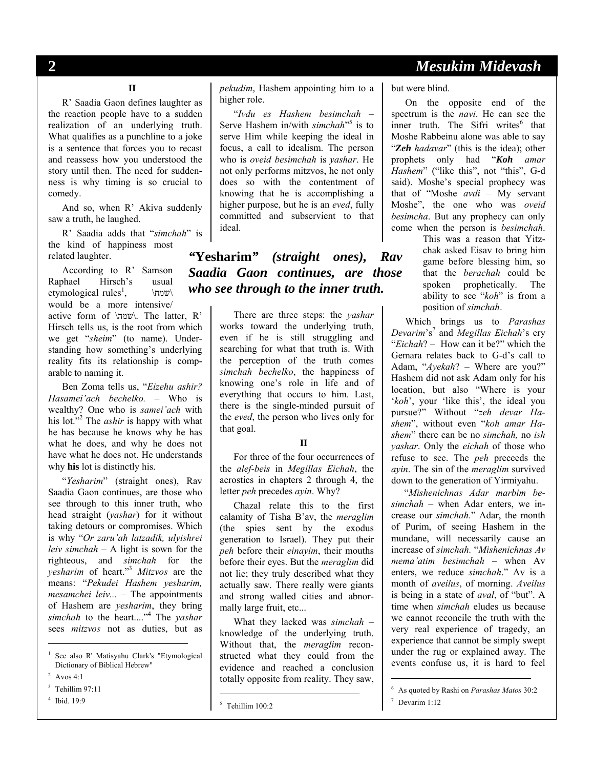## II

R' Saadia Gaon defines laughter as the reaction people have to a sudden realization of an underlying truth. What qualifies as a punchline to a joke is a sentence that forces you to recast and reassess how you understood the story until then. The need for suddenness is why timing is so crucial to comedy.

And so, when R' Akiva suddenly saw a truth, he laughed.

R' Saadia adds that "*simchah*" is the kind of happiness most related laughter.

According to R' Samson Raphael Hirsch's usual etymological rules[1], \שמח\ would be a more intensive/active form of \שמה\. The latter, R' Hirsch tells us, is the root from which we get "*sheim*" (to name). Understanding how something's underlying reality fits its relationship is comparable to naming it.

Ben Zoma tells us, "*Eizehu ashir? Hasamei'ach bechelko.* – Who is wealthy? One who is *samei'ach* with his lot."[2] The *ashir* is happy with what he has because he knows why he has what he does, and why he does not have what he does not. He understands why **his** lot is distinctly his.

"*Yesharim*" (straight ones), Rav Saadia Gaon continues, are those who see through to this inner truth, who head straight (*yashar*) for it without taking detours or compromises. Which is why "*Or zaru'ah latzadik, ulyishrei leiv simchah* – A light is sown for the righteous, and *simchah* for the *yesharim* of heart."[3] *Mitzvos* are the means: "*Pekudei Hashem yesharim, mesamchei leiv...* – The appointments of Hashem are *yesharim*, they bring *simchah* to the heart...."[4] The *yashar* sees *mitzvos* not as duties, but as *pekudim*, Hashem appointing him to a higher role.

"*Ivdu es Hashem besimchah* – Serve Hashem in/with *simchah*"[5] is to serve Him while keeping the ideal in focus, a call to idealism. The person who is *oveid besimchah* is *yashar*. He not only performs mitzvos, he not only does so with the contentment of knowing that he is accomplishing a higher purpose, but he is an *eved*, fully committed and subservient to that ideal.

> ***"Yesharim" (straight ones), Rav Saadia Gaon continues, are those who see through to the inner truth.***

There are three steps: the *yashar* works toward the underlying truth, even if he is still struggling and searching for what that truth is. With the perception of the truth comes *simchah bechelko*, the happiness of knowing one's role in life and of everything that occurs to him. Last, there is the single-minded pursuit of the *eved*, the person who lives only for that goal.

## II

For three of the four occurrences of the *alef-beis* in *Megillas Eichah*, the acrostics in chapters 2 through 4, the letter *peh* precedes *ayin*. Why?

Chazal relate this to the first calamity of Tisha B'av, the *meraglim* (the spies sent by the exodus generation to Israel). They put their *peh* before their *einayim*, their mouths before their eyes. But the *meraglim* did not lie; they truly described what they actually saw. There really were giants and strong walled cities and abnormally large fruit, etc...

What they lacked was *simchah* – knowledge of the underlying truth. Without that, the *meraglim* reconstructed what they could from the evidence and reached a conclusion totally opposite from reality. They saw, but were blind.

On the opposite end of the spectrum is the *navi*. He can see the inner truth. The Sifri writes[6] that Moshe Rabbeinu alone was able to say "***Zeh** hadavar*" (this is the idea); other prophets only had "***Koh** amar Hashem*" ("like this", not "this", G-d said). Moshe's special prophecy was that of "Moshe *avdi* – My servant Moshe", the one who was *oveid besimcha*. But any prophecy can only come when the person is *besimchah*. This was a reason that Yitzchak asked Eisav to bring him game before blessing him, so that the *berachah* could be spoken prophetically. The ability to see "*koh*" is from a position of *simchah*.

Which brings us to *Parashas Devarim*'s[7] and *Megillas Eichah*'s cry "*Eichah*? – How can it be?" which the Gemara relates back to G-d's call to Adam, "*Ayekah*? – Where are you?" Hashem did not ask Adam only for his location, but also "Where is your '*koh*', your 'like this', the ideal you pursue?" Without "*zeh devar Hashem*", without even "*koh amar Hashem*" there can be no *simchah,* no *ish yashar*. Only the *eichah* of those who refuse to see. The *peh* preceeds the *ayin*. The sin of the *meraglim* survived down to the generation of Yirmiyahu.

"*Mishenichnas Adar marbim besimchah* – when Adar enters, we increase our *simchah*." Adar, the month of Purim, of seeing Hashem in the mundane, will necessarily cause an increase of *simchah.* "*Mishenichnas Av mema'atim besimchah* – when Av enters, we reduce *simchah*." Av is a month of *aveilus*, of morning. *Aveilus* is being in a state of *aval*, of "but". A time when *simchah* eludes us because we cannot reconcile the truth with the very real experience of tragedy, an experience that cannot be simply swept under the rug or explained away. The events confuse us, it is hard to feel

---

[1] See also R' Matisyahu Clark's "Etymological Dictionary of Biblical Hebrew"

[2] Avos 4:1

[3] Tehillim 97:11

[4] Ibid. 19:9

[5] Tehillim 100:2

[6] As quoted by Rashi on *Parashas Matos* 30:2

[7] Devarim 1:12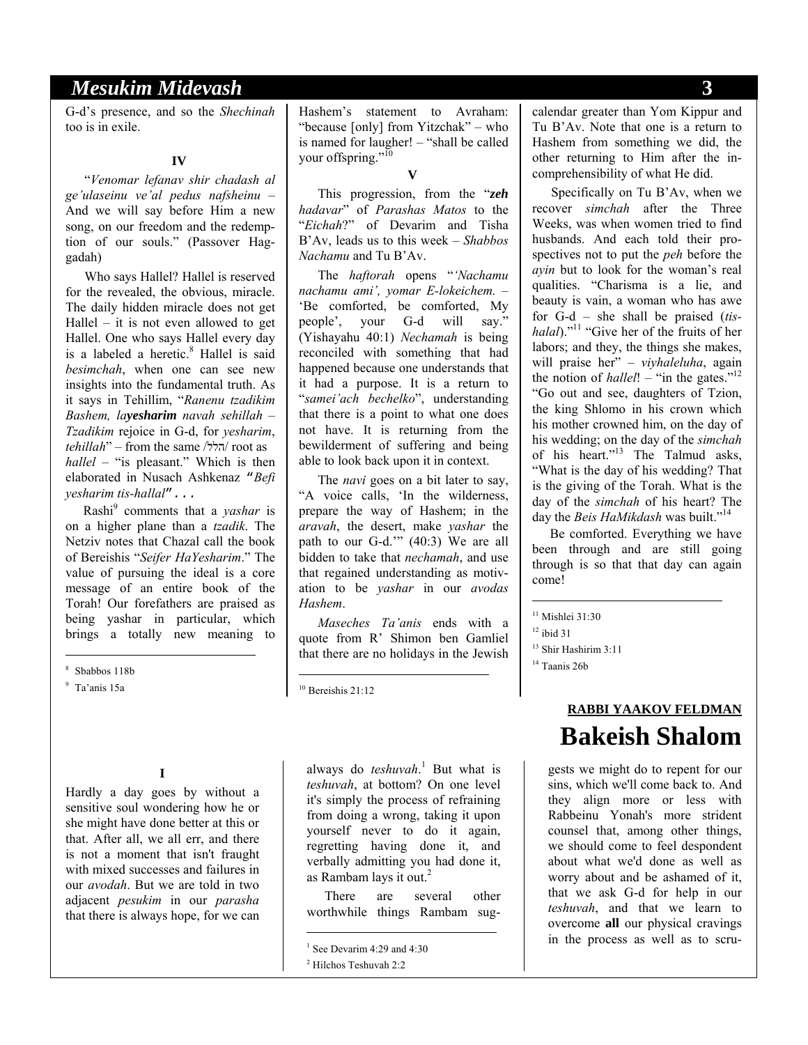G-d's presence, and so the *Shechinah* too is in exile.

**IV**

"*Venomar lefanav shir chadash al ge'ulaseinu ve'al pedus nafsheinu* – And we will say before Him a new song, on our freedom and the redemption of our souls." (Passover Haggadah)

Who says Hallel? Hallel is reserved for the revealed, the obvious, miracle. The daily hidden miracle does not get Hallel – it is not even allowed to get Hallel. One who says Hallel every day is a labeled a heretic.[8] Hallel is said *besimchah*, when one can see new insights into the fundamental truth. As it says in Tehillim, "*Ranenu tzadikim Bashem, la**yesharim** navah sehillah* – *Tzadikim* rejoice in G-d, for *yesharim*, *tehillah*" – from the same /הלל/ root as *hallel* – "is pleasant." Which is then elaborated in Nusach Ashkenaz ***"Befi yesharim tis-hallal" . . .***

Rashi[9] comments that a *yashar* is on a higher plane than a *tzadik*. The Netziv notes that Chazal call the book of Bereishis "*Seifer HaYesharim*." The value of pursuing the ideal is a core message of an entire book of the Torah! Our forefathers are praised as being yashar in particular, which brings a totally new meaning to Hashem's statement to Avraham: "because [only] from Yitzchak" – who is named for laughter! – "shall be called your offspring."[10]

**V**

This progression, from the "***zeh** hadavar*" of *Parashas Matos* to the "*Eichah*?" of Devarim and Tisha B'Av, leads us to this week – *Shabbos Nachamu* and Tu B'Av.

The *haftorah* opens "*'Nachamu nachamu ami', yomar E-lokeichem.* – 'Be comforted, be comforted, My people', your G-d will say." (Yishayahu 40:1) *Nechamah* is being reconciled with something that had happened because one understands that it had a purpose. It is a return to "*samei'ach bechelko*", understanding that there is a point to what one does not have. It is returning from the bewilderment of suffering and being able to look back upon it in context.

The *navi* goes on a bit later to say, "A voice calls, 'In the wilderness, prepare the way of Hashem; in the *aravah*, the desert, make *yashar* the path to our G-d.'" (40:3) We are all bidden to take that *nechamah*, and use that regained understanding as motivation to be *yashar* in our *avodas Hashem*.

*Maseches Ta'anis* ends with a quote from R' Shimon ben Gamliel that there are no holidays in the Jewish calendar greater than Yom Kippur and Tu B'Av. Note that one is a return to Hashem from something we did, the other returning to Him after the incomprehensibility of what He did.

Specifically on Tu B'Av, when we recover *simchah* after the Three Weeks, was when women tried to find husbands. And each told their prospectives not to put the *peh* before the *ayin* but to look for the woman's real qualities. "Charisma is a lie, and beauty is vain, a woman who has awe for G-d – she shall be praised (*tis-halal*)."[11] "Give her of the fruits of her labors; and they, the things she makes, will praise her" – *viyhaleluha*, again the notion of *hallel*! – "in the gates."[12] "Go out and see, daughters of Tzion, the king Shlomo in his crown which his mother crowned him, on the day of his wedding; on the day of the *simchah* of his heart."[13] The Talmud asks, "What is the day of his wedding? That is the giving of the Torah. What is the day of the *simchah* of his heart? The day the *Beis HaMikdash* was built."[14]

Be comforted. Everything we have been through and are still going through is so that that day can again come!

---

[8] Sbabbos 118b

[9] Ta'anis 15a

[10] Bereishis 21:12

[11] Mishlei 31:30

[12] ibid 31

[13] Shir Hashirim 3:11

[14] Taanis 26b

**RABBI YAAKOV FELDMAN**

# Bakeish Shalom

**I**

Hardly a day goes by without a sensitive soul wondering how he or she might have done better at this or that. After all, we all err, and there is not a moment that isn't fraught with mixed successes and failures in our *avodah*. But we are told in two adjacent *pesukim* in our *parasha* that there is always hope, for we can always do *teshuvah*.[1] But what is *teshuvah*, at bottom? On one level it's simply the process of refraining from doing a wrong, taking it upon yourself never to do it again, regretting having done it, and verbally admitting you had done it, as Rambam lays it out.[2]

There are several other worthwhile things Rambam suggests we might do to repent for our sins, which we'll come back to. And they align more or less with Rabbeinu Yonah's more strident counsel that, among other things, we should come to feel despondent about what we'd done as well as worry about and be ashamed of it, that we ask G-d for help in our *teshuvah*, and that we learn to overcome **all** our physical cravings in the process as well as to scru-

---

[1] See Devarim 4:29 and 4:30

[2] Hilchos Teshuvah 2:2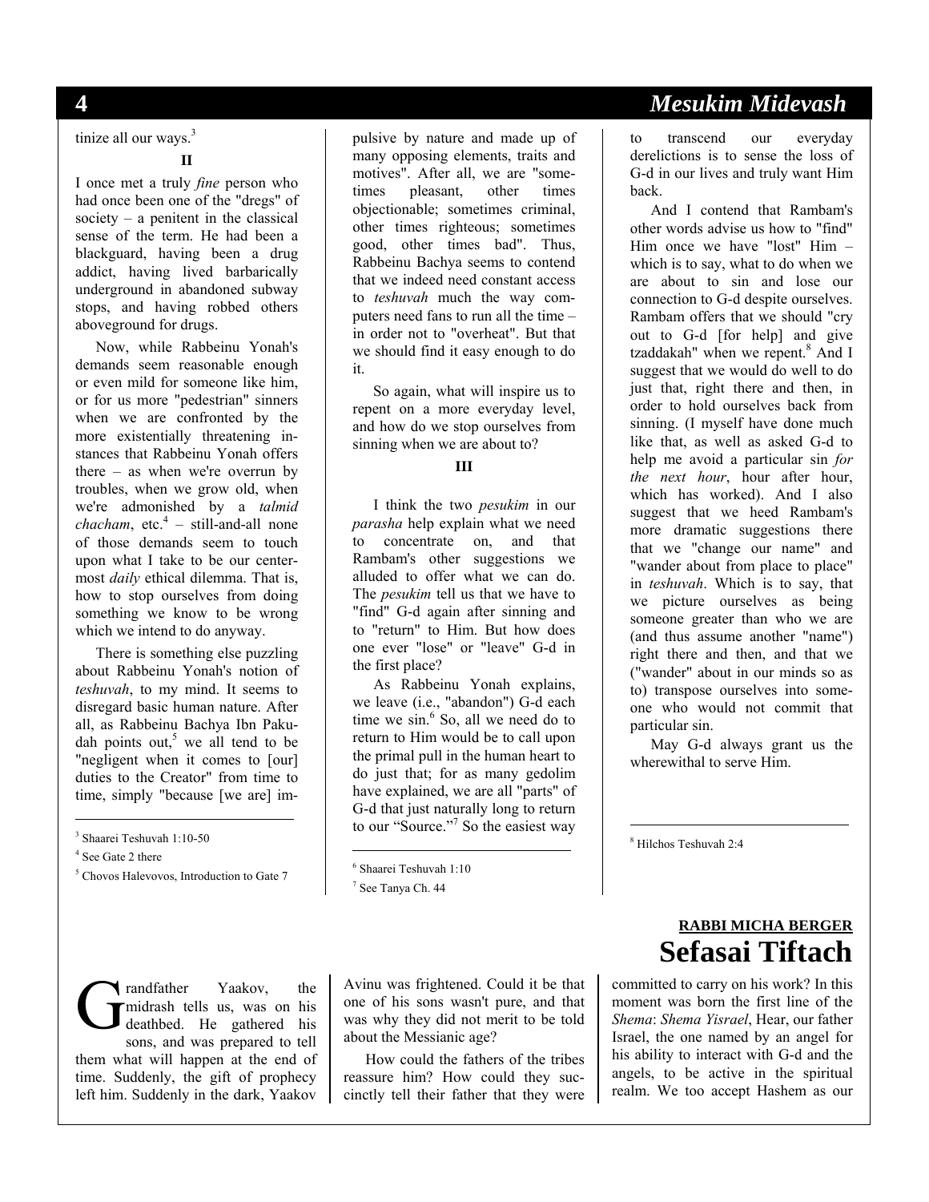tinize all our ways.[3]

**II**

I once met a truly *fine* person who had once been one of the "dregs" of society – a penitent in the classical sense of the term. He had been a blackguard, having been a drug addict, having lived barbarically underground in abandoned subway stops, and having robbed others aboveground for drugs.

Now, while Rabbeinu Yonah's demands seem reasonable enough or even mild for someone like him, or for us more "pedestrian" sinners when we are confronted by the more existentially threatening instances that Rabbeinu Yonah offers there – as when we're overrun by troubles, when we grow old, when we're admonished by a *talmid chacham*, etc.[4] – still-and-all none of those demands seem to touch upon what I take to be our centermost *daily* ethical dilemma. That is, how to stop ourselves from doing something we know to be wrong which we intend to do anyway.

There is something else puzzling about Rabbeinu Yonah's notion of *teshuvah*, to my mind. It seems to disregard basic human nature. After all, as Rabbeinu Bachya Ibn Pakudah points out,[5] we all tend to be "negligent when it comes to [our] duties to the Creator" from time to time, simply "because [we are] impulsive by nature and made up of many opposing elements, traits and motives". After all, we are "sometimes pleasant, other times objectionable; sometimes criminal, other times righteous; sometimes good, other times bad". Thus, Rabbeinu Bachya seems to contend that we indeed need constant access to *teshuvah* much the way computers need fans to run all the time – in order not to "overheat". But that we should find it easy enough to do it.

So again, what will inspire us to repent on a more everyday level, and how do we stop ourselves from sinning when we are about to?

**III**

I think the two *pesukim* in our *parasha* help explain what we need to concentrate on, and that Rambam's other suggestions we alluded to offer what we can do. The *pesukim* tell us that we have to "find" G-d again after sinning and to "return" to Him. But how does one ever "lose" or "leave" G-d in the first place?

As Rabbeinu Yonah explains, we leave (i.e., "abandon") G-d each time we sin.[6] So, all we need do to return to Him would be to call upon the primal pull in the human heart to do just that; for as many gedolim have explained, we are all "parts" of G-d that just naturally long to return to our "Source."[7] So the easiest way to transcend our everyday derelictions is to sense the loss of G-d in our lives and truly want Him back.

And I contend that Rambam's other words advise us how to "find" Him once we have "lost" Him – which is to say, what to do when we are about to sin and lose our connection to G-d despite ourselves. Rambam offers that we should "cry out to G-d [for help] and give tzaddakah" when we repent.[8] And I suggest that we would do well to do just that, right there and then, in order to hold ourselves back from sinning. (I myself have done much like that, as well as asked G-d to help me avoid a particular sin *for the next hour*, hour after hour, which has worked). And I also suggest that we heed Rambam's more dramatic suggestions there that we "change our name" and "wander about from place to place" in *teshuvah*. Which is to say, that we picture ourselves as being someone greater than who we are (and thus assume another "name") right there and then, and that we ("wander" about in our minds so as to) transpose ourselves into someone who would not commit that particular sin.

May G-d always grant us the wherewithal to serve Him.

---

[3] Shaarei Teshuvah 1:10-50

[4] See Gate 2 there

[5] Chovos Halevovos, Introduction to Gate 7

[6] Shaarei Teshuvah 1:10

[7] See Tanya Ch. 44

[8] Hilchos Teshuvah 2:4

---

**RABBI MICHA BERGER**

# Sefasai Tiftach

Grandfather Yaakov, the midrash tells us, was on his deathbed. He gathered his sons, and was prepared to tell them what will happen at the end of time. Suddenly, the gift of prophecy left him. Suddenly in the dark, Yaakov Avinu was frightened. Could it be that one of his sons wasn't pure, and that was why they did not merit to be told about the Messianic age?

How could the fathers of the tribes reassure him? How could they succinctly tell their father that they were committed to carry on his work? In this moment was born the first line of the *Shema*: *Shema Yisrael*, Hear, our father Israel, the one named by an angel for his ability to interact with G-d and the angels, to be active in the spiritual realm. We too accept Hashem as our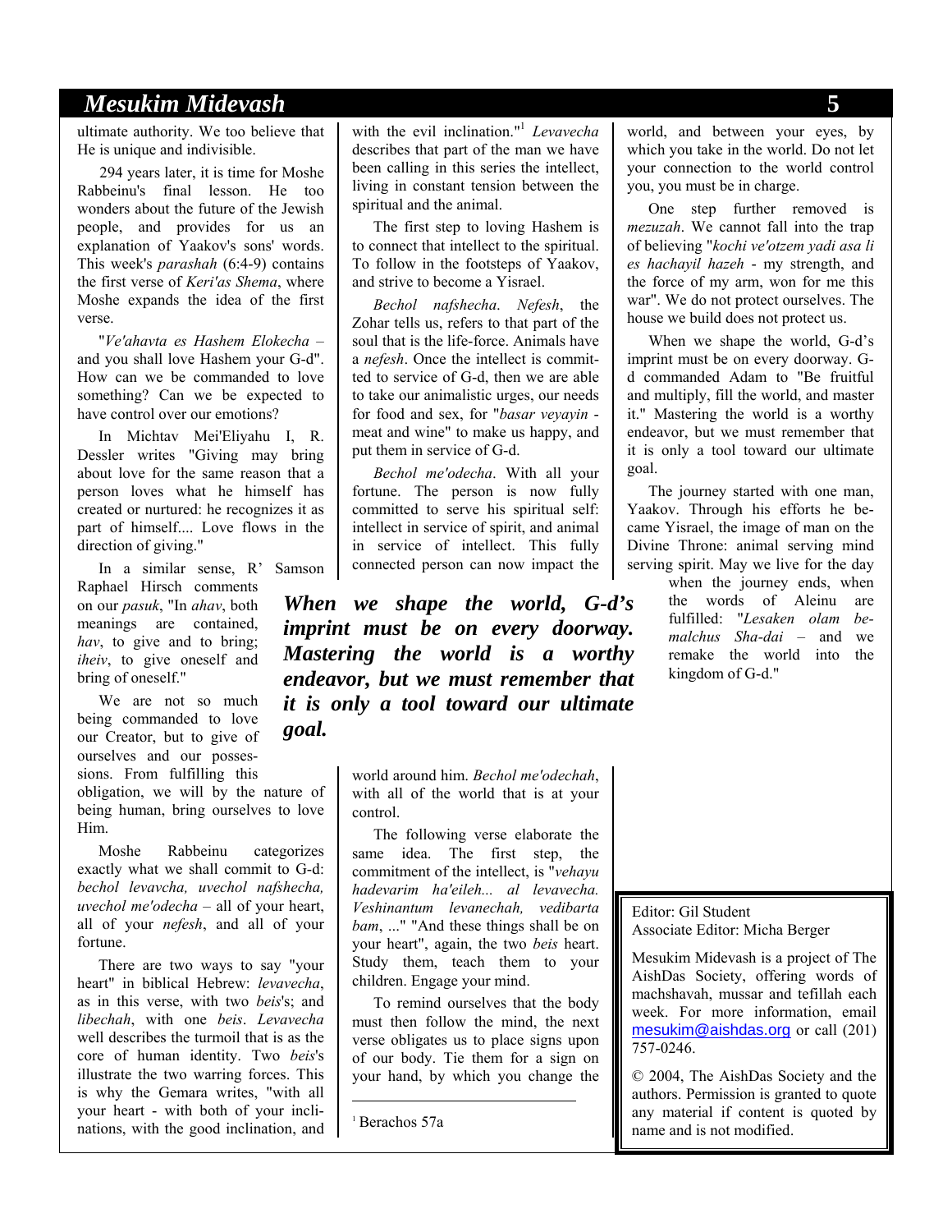ultimate authority. We too believe that He is unique and indivisible.

294 years later, it is time for Moshe Rabbeinu's final lesson. He too wonders about the future of the Jewish people, and provides for us an explanation of Yaakov's sons' words. This week's *parashah* (6:4-9) contains the first verse of *Keri'as Shema*, where Moshe expands the idea of the first verse.

"*Ve'ahavta es Hashem Elokecha* – and you shall love Hashem your G-d". How can we be commanded to love something? Can we be expected to have control over our emotions?

In Michtav Mei'Eliyahu I, R. Dessler writes "Giving may bring about love for the same reason that a person loves what he himself has created or nurtured: he recognizes it as part of himself.... Love flows in the direction of giving."

In a similar sense, R' Samson Raphael Hirsch comments on our *pasuk*, "In *ahav*, both meanings are contained, *hav*, to give and to bring; *iheiv*, to give oneself and bring of oneself."

We are not so much being commanded to love our Creator, but to give of ourselves and our possessions. From fulfilling this obligation, we will by the nature of being human, bring ourselves to love Him.

Moshe Rabbeinu categorizes exactly what we shall commit to G-d: *bechol levavcha, uvechol nafshecha, uvechol me'odecha* – all of your heart, all of your *nefesh*, and all of your fortune.

There are two ways to say "your heart" in biblical Hebrew: *levavecha*, as in this verse, with two *beis*'s; and *libechah*, with one *beis*. *Levavecha* well describes the turmoil that is as the core of human identity. Two *beis*'s illustrate the two warring forces. This is why the Gemara writes, "with all your heart - with both of your inclinations, with the good inclination, and with the evil inclination."[1] *Levavecha* describes that part of the man we have been calling in this series the intellect, living in constant tension between the spiritual and the animal.

The first step to loving Hashem is to connect that intellect to the spiritual. To follow in the footsteps of Yaakov, and strive to become a Yisrael.

*Bechol nafshecha*. *Nefesh*, the Zohar tells us, refers to that part of the soul that is the life-force. Animals have a *nefesh*. Once the intellect is committed to service of G-d, then we are able to take our animalistic urges, our needs for food and sex, for "*basar veyayin* - meat and wine" to make us happy, and put them in service of G-d.

*Bechol me'odecha*. With all your fortune. The person is now fully committed to serve his spiritual self: intellect in service of spirit, and animal in service of intellect. This fully connected person can now impact the world around him. *Bechol me'odechah*, with all of the world that is at your control.

***When we shape the world, G-d's imprint must be on every doorway. Mastering the world is a worthy endeavor, but we must remember that it is only a tool toward our ultimate goal.***

The following verse elaborate the same idea. The first step, the commitment of the intellect, is "*vehayu hadevarim ha'eileh... al levavecha. Veshinantum levanechah, vedibarta bam, ...*" "And these things shall be on your heart", again, the two *beis* heart. Study them, teach them to your children. Engage your mind.

To remind ourselves that the body must then follow the mind, the next verse obligates us to place signs upon of our body. Tie them for a sign on your hand, by which you change the world, and between your eyes, by which you take in the world. Do not let your connection to the world control you, you must be in charge.

One step further removed is *mezuzah*. We cannot fall into the trap of believing "*kochi ve'otzem yadi asa li es hachayil hazeh* - my strength, and the force of my arm, won for me this war". We do not protect ourselves. The house we build does not protect us.

When we shape the world, G-d's imprint must be on every doorway. G-d commanded Adam to "Be fruitful and multiply, fill the world, and master it." Mastering the world is a worthy endeavor, but we must remember that it is only a tool toward our ultimate goal.

The journey started with one man, Yaakov. Through his efforts he became Yisrael, the image of man on the Divine Throne: animal serving mind serving spirit. May we live for the day when the journey ends, when the words of Aleinu are fulfilled: "*Lesaken olam bemalchus Sha-dai* – and we remake the world into the kingdom of G-d."

[1] Berachos 57a

---

Editor: Gil Student
Associate Editor: Micha Berger

Mesukim Midevash is a project of The AishDas Society, offering words of machshavah, mussar and tefillah each week. For more information, email mesukim@aishdas.org or call (201) 757-0246.

© 2004, The AishDas Society and the authors. Permission is granted to quote any material if content is quoted by name and is not modified.